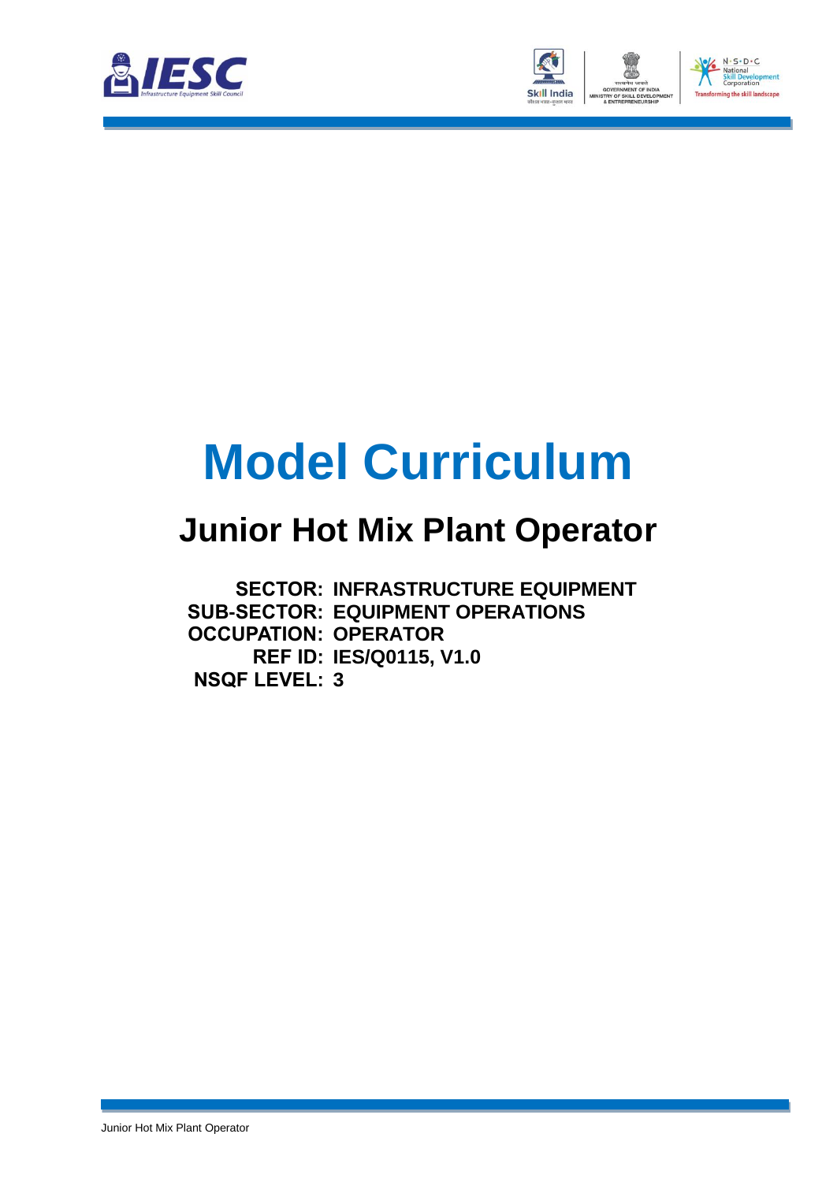# Model Curriculum

## Junior Hot Mix Plant Operator

**SECTOR:** INFRASTRUCTURE EQUIPMENT
**SUB-SECTOR:** EQUIPMENT OPERATIONS
**OCCUPATION:** OPERATOR
**REF ID:** IES/Q0115, V1.0
**NSQF LEVEL:** 3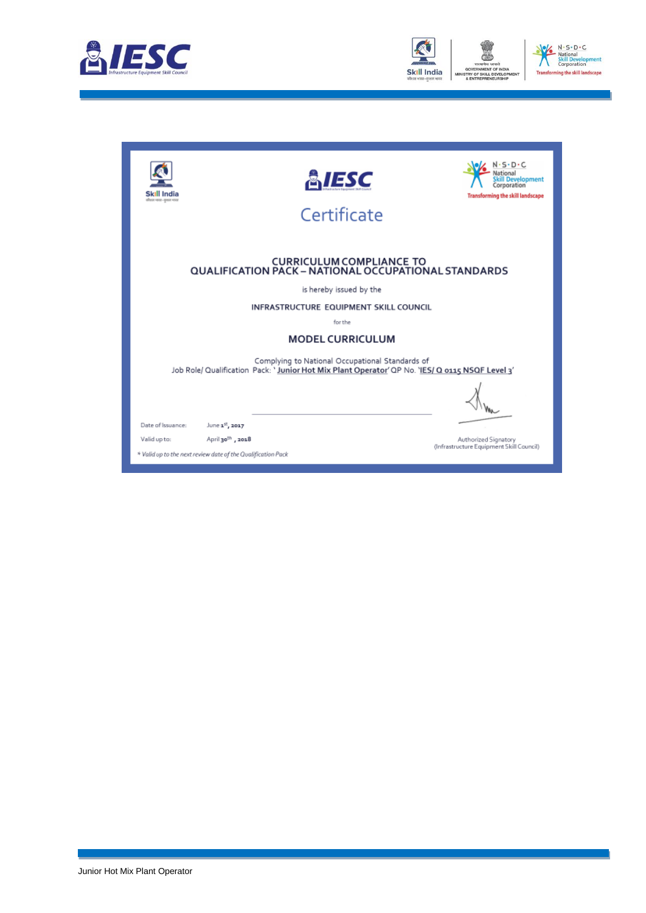# Certificate

## CURRICULUM COMPLIANCE TO QUALIFICATION PACK – NATIONAL OCCUPATIONAL STANDARDS

is hereby issued by the

**INFRASTRUCTURE EQUIPMENT SKILL COUNCIL**

for the

**MODEL CURRICULUM**

Complying to National Occupational Standards of
Job Role/ Qualification Pack: '**Junior Hot Mix Plant Operator**' QP No. '**IES/ Q 0115 NSQF Level 3**'

Date of Issuance: June 1st, 2017

Valid up to: April 30th, 2018

*\* Valid up to the next review date of the Qualification Pack*

Authorized Signatory
(Infrastructure Equipment Skill Council)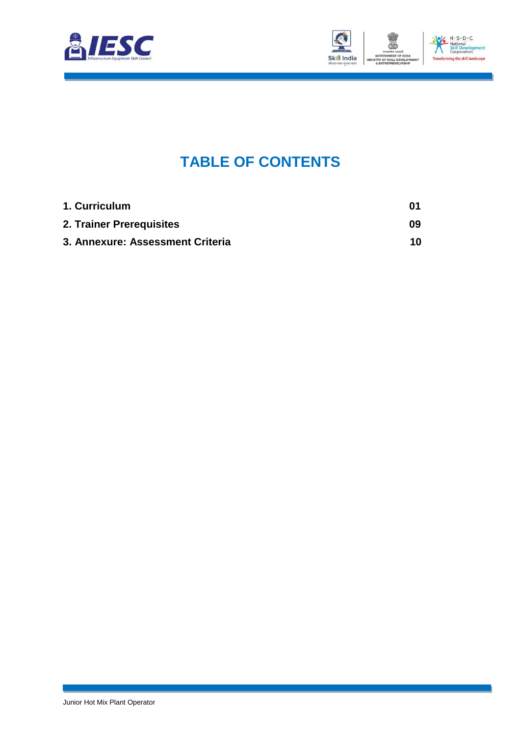# TABLE OF CONTENTS

| | |
|---|---|
| **1. Curriculum** | **01** |
| **2. Trainer Prerequisites** | **09** |
| **3. Annexure: Assessment Criteria** | **10** |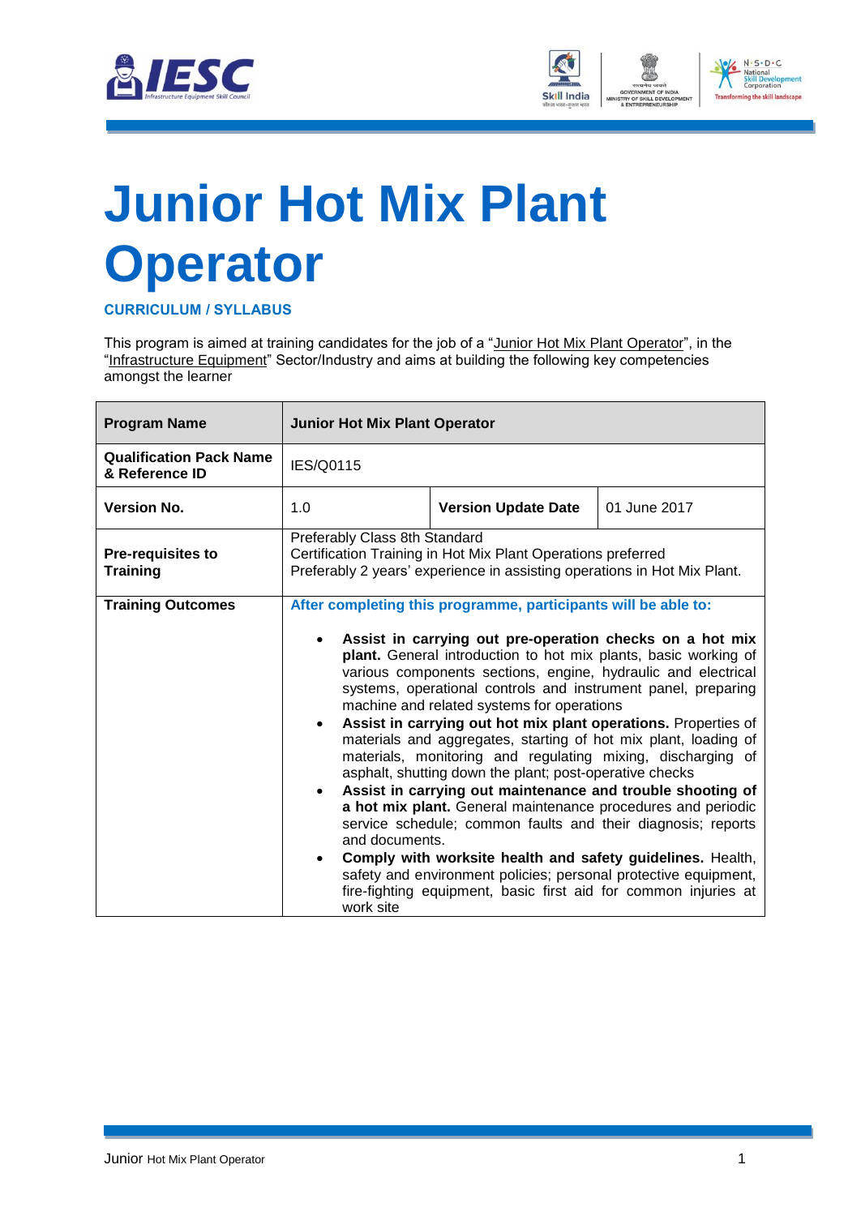# Junior Hot Mix Plant Operator

**CURRICULUM / SYLLABUS**

This program is aimed at training candidates for the job of a "Junior Hot Mix Plant Operator", in the "Infrastructure Equipment" Sector/Industry and aims at building the following key competencies amongst the learner

| **Program Name** | **Junior Hot Mix Plant Operator** | | |
|---|---|---|---|
| **Qualification Pack Name & Reference ID** | IES/Q0115 | | |
| **Version No.** | 1.0 | **Version Update Date** | 01 June 2017 |
| **Pre-requisites to Training** | Preferably Class 8th Standard<br>Certification Training in Hot Mix Plant Operations preferred<br>Preferably 2 years' experience in assisting operations in Hot Mix Plant. | | |
| **Training Outcomes** | **After completing this programme, participants will be able to:**<br>• **Assist in carrying out pre-operation checks on a hot mix plant.** General introduction to hot mix plants, basic working of various components sections, engine, hydraulic and electrical systems, operational controls and instrument panel, preparing machine and related systems for operations<br>• **Assist in carrying out hot mix plant operations.** Properties of materials and aggregates, starting of hot mix plant, loading of materials, monitoring and regulating mixing, discharging of asphalt, shutting down the plant; post-operative checks<br>• **Assist in carrying out maintenance and trouble shooting of a hot mix plant.** General maintenance procedures and periodic service schedule; common faults and their diagnosis; reports and documents.<br>• **Comply with worksite health and safety guidelines.** Health, safety and environment policies; personal protective equipment, fire-fighting equipment, basic first aid for common injuries at work site | | |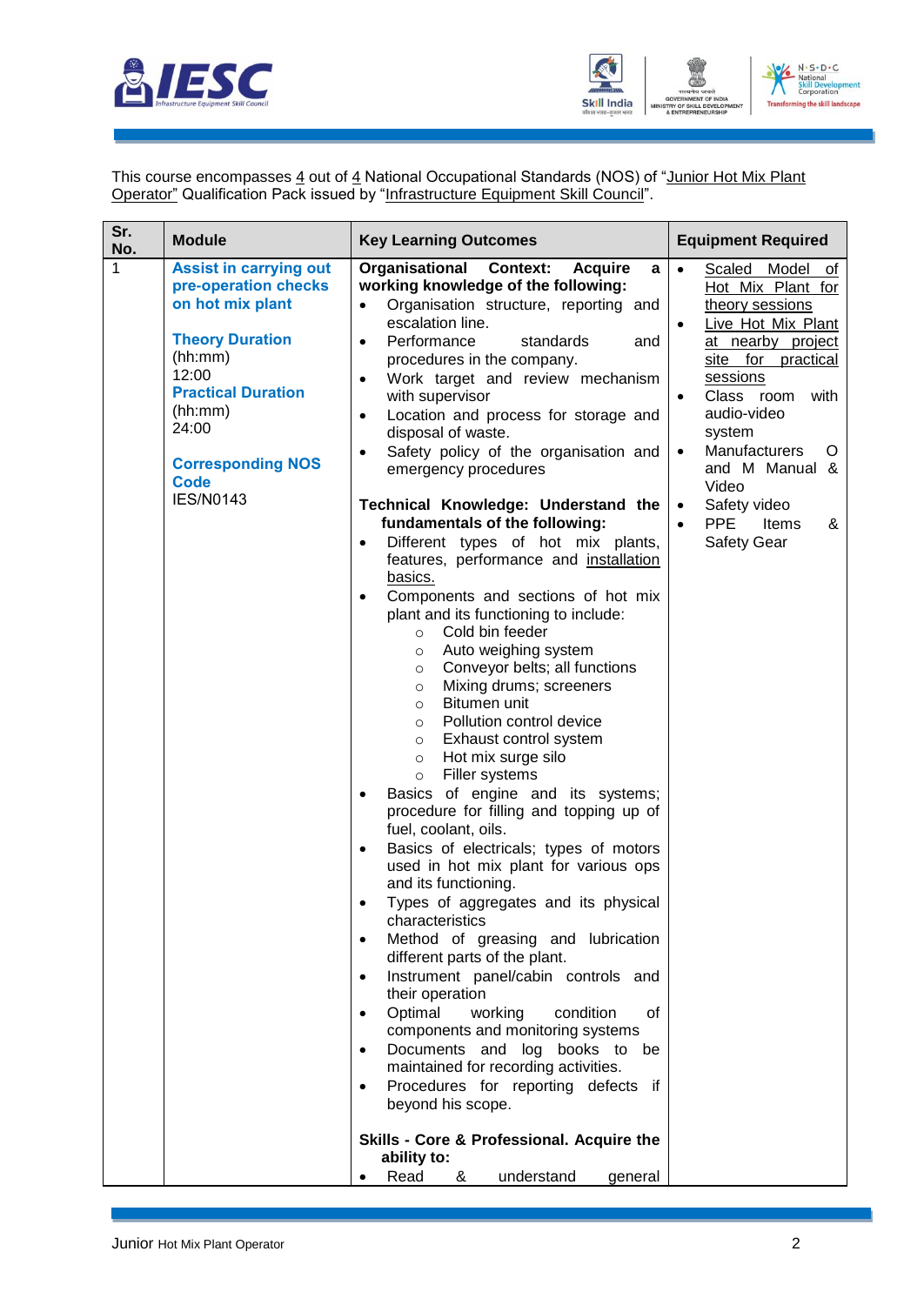This course encompasses 4 out of 4 National Occupational Standards (NOS) of "Junior Hot Mix Plant Operator" Qualification Pack issued by "Infrastructure Equipment Skill Council".

| Sr. No. | Module | Key Learning Outcomes | Equipment Required |
|---|---|---|---|
| 1 | **Assist in carrying out pre-operation checks on hot mix plant**<br><br>**Theory Duration** (hh:mm)<br>12:00<br>**Practical Duration** (hh:mm)<br>24:00<br><br>**Corresponding NOS Code**<br>IES/N0143 | **Organisational Context: Acquire a working knowledge of the following:**<br>• Organisation structure, reporting and escalation line.<br>• Performance standards and procedures in the company.<br>• Work target and review mechanism with supervisor<br>• Location and process for storage and disposal of waste.<br>• Safety policy of the organisation and emergency procedures<br><br>**Technical Knowledge: Understand the fundamentals of the following:**<br>• Different types of hot mix plants, features, performance and installation basics.<br>• Components and sections of hot mix plant and its functioning to include:<br>○ Cold bin feeder<br>○ Auto weighing system<br>○ Conveyor belts; all functions<br>○ Mixing drums; screeners<br>○ Bitumen unit<br>○ Pollution control device<br>○ Exhaust control system<br>○ Hot mix surge silo<br>○ Filler systems<br>• Basics of engine and its systems; procedure for filling and topping up of fuel, coolant, oils.<br>• Basics of electricals; types of motors used in hot mix plant for various ops and its functioning.<br>• Types of aggregates and its physical characteristics<br>• Method of greasing and lubrication different parts of the plant.<br>• Instrument panel/cabin controls and their operation<br>• Optimal working condition of components and monitoring systems<br>• Documents and log books to be maintained for recording activities.<br>• Procedures for reporting defects if beyond his scope.<br><br>**Skills - Core & Professional. Acquire the ability to:**<br>• Read & understand general | • Scaled Model of Hot Mix Plant for theory sessions<br>• Live Hot Mix Plant at nearby project site for practical sessions<br>• Class room with audio-video system<br>• Manufacturers O and M Manual & Video<br>• Safety video<br>• PPE Items & Safety Gear |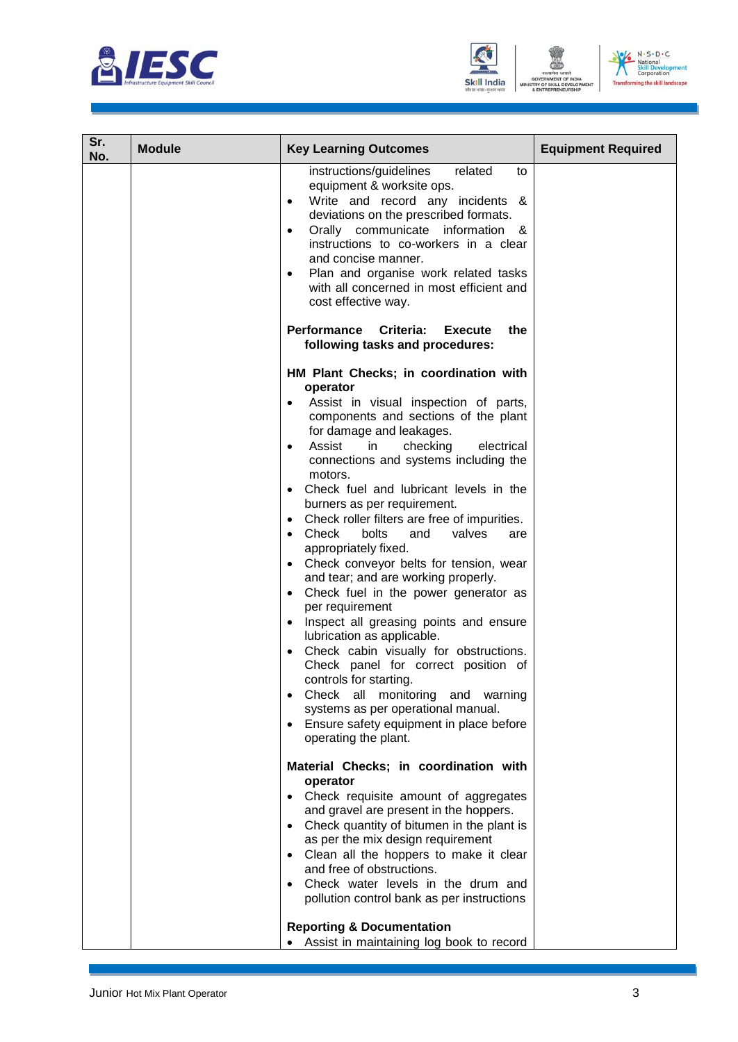| Sr. No. | Module | Key Learning Outcomes | Equipment Required |
|---|---|---|---|
| | | instructions/guidelines related to equipment & worksite ops.<br>• Write and record any incidents & deviations on the prescribed formats.<br>• Orally communicate information & instructions to co-workers in a clear and concise manner.<br>• Plan and organise work related tasks with all concerned in most efficient and cost effective way.<br><br>**Performance Criteria: Execute the following tasks and procedures:**<br><br>**HM Plant Checks; in coordination with operator**<br>• Assist in visual inspection of parts, components and sections of the plant for damage and leakages.<br>• Assist in checking electrical connections and systems including the motors.<br>• Check fuel and lubricant levels in the burners as per requirement.<br>• Check roller filters are free of impurities.<br>• Check bolts and valves are appropriately fixed.<br>• Check conveyor belts for tension, wear and tear; and are working properly.<br>• Check fuel in the power generator as per requirement<br>• Inspect all greasing points and ensure lubrication as applicable.<br>• Check cabin visually for obstructions. Check panel for correct position of controls for starting.<br>• Check all monitoring and warning systems as per operational manual.<br>• Ensure safety equipment in place before operating the plant.<br><br>**Material Checks; in coordination with operator**<br>• Check requisite amount of aggregates and gravel are present in the hoppers.<br>• Check quantity of bitumen in the plant is as per the mix design requirement<br>• Clean all the hoppers to make it clear and free of obstructions.<br>• Check water levels in the drum and pollution control bank as per instructions<br><br>**Reporting & Documentation**<br>• Assist in maintaining log book to record | |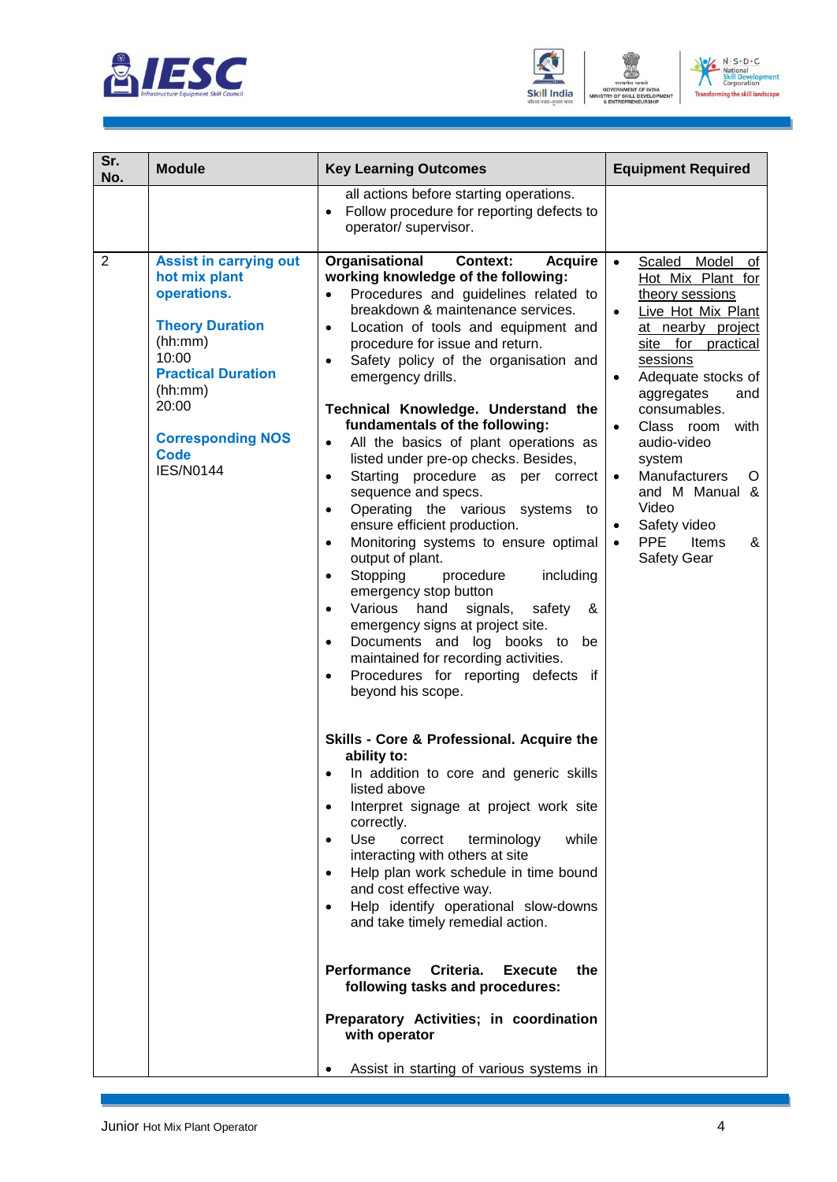| Sr. No. | Module | Key Learning Outcomes | Equipment Required |
|---|---|---|---|
| | | all actions before starting operations.<br>• Follow procedure for reporting defects to operator/ supervisor. | |
| 2 | **Assist in carrying out hot mix plant operations.**<br><br>**Theory Duration** (hh:mm)<br>10:00<br>**Practical Duration** (hh:mm)<br>20:00<br><br>**Corresponding NOS Code**<br>IES/N0144 | **Organisational Context: Acquire working knowledge of the following:**<br>• Procedures and guidelines related to breakdown & maintenance services.<br>• Location of tools and equipment and procedure for issue and return.<br>• Safety policy of the organisation and emergency drills.<br><br>**Technical Knowledge. Understand the fundamentals of the following:**<br>• All the basics of plant operations as listed under pre-op checks. Besides,<br>• Starting procedure as per correct sequence and specs.<br>• Operating the various systems to ensure efficient production.<br>• Monitoring systems to ensure optimal output of plant.<br>• Stopping procedure including emergency stop button<br>• Various hand signals, safety & emergency signs at project site.<br>• Documents and log books to be maintained for recording activities.<br>• Procedures for reporting defects if beyond his scope.<br><br>**Skills - Core & Professional. Acquire the ability to:**<br>• In addition to core and generic skills listed above<br>• Interpret signage at project work site correctly.<br>• Use correct terminology while interacting with others at site<br>• Help plan work schedule in time bound and cost effective way.<br>• Help identify operational slow-downs and take timely remedial action.<br><br>**Performance Criteria. Execute the following tasks and procedures:**<br><br>**Preparatory Activities; in coordination with operator**<br><br>• Assist in starting of various systems in | • Scaled Model of Hot Mix Plant for theory sessions<br>• Live Hot Mix Plant at nearby project site for practical sessions<br>• Adequate stocks of aggregates and consumables.<br>• Class room with audio-video system<br>• Manufacturers O and M Manual & Video<br>• Safety video<br>• PPE Items & Safety Gear |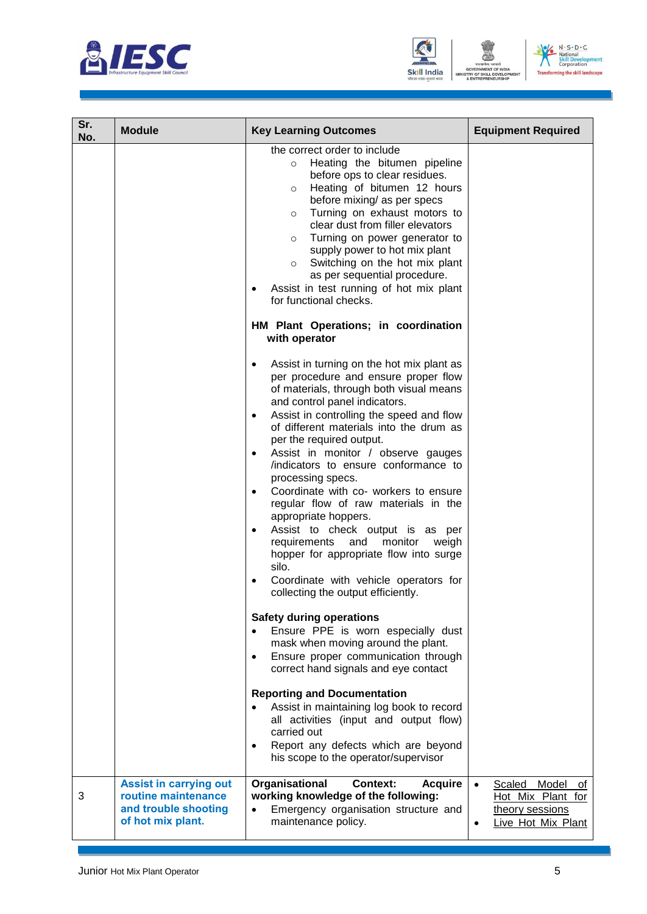| Sr. No. | Module | Key Learning Outcomes | Equipment Required |
|---|---|---|---|
| | | the correct order to include<br>o Heating the bitumen pipeline before ops to clear residues.<br>o Heating of bitumen 12 hours before mixing/ as per specs<br>o Turning on exhaust motors to clear dust from filler elevators<br>o Turning on power generator to supply power to hot mix plant<br>o Switching on the hot mix plant as per sequential procedure.<br>• Assist in test running of hot mix plant for functional checks.<br><br>**HM Plant Operations; in coordination with operator**<br><br>• Assist in turning on the hot mix plant as per procedure and ensure proper flow of materials, through both visual means and control panel indicators.<br>• Assist in controlling the speed and flow of different materials into the drum as per the required output.<br>• Assist in monitor / observe gauges /indicators to ensure conformance to processing specs.<br>• Coordinate with co- workers to ensure regular flow of raw materials in the appropriate hoppers.<br>• Assist to check output is as per requirements and monitor weigh hopper for appropriate flow into surge silo.<br>• Coordinate with vehicle operators for collecting the output efficiently.<br><br>**Safety during operations**<br>• Ensure PPE is worn especially dust mask when moving around the plant.<br>• Ensure proper communication through correct hand signals and eye contact<br><br>**Reporting and Documentation**<br>• Assist in maintaining log book to record all activities (input and output flow) carried out<br>• Report any defects which are beyond his scope to the operator/supervisor | |
| 3 | **Assist in carrying out routine maintenance and trouble shooting of hot mix plant.** | **Organisational Context: Acquire working knowledge of the following:**<br>• Emergency organisation structure and maintenance policy. | • Scaled Model of Hot Mix Plant for theory sessions<br>• Live Hot Mix Plant |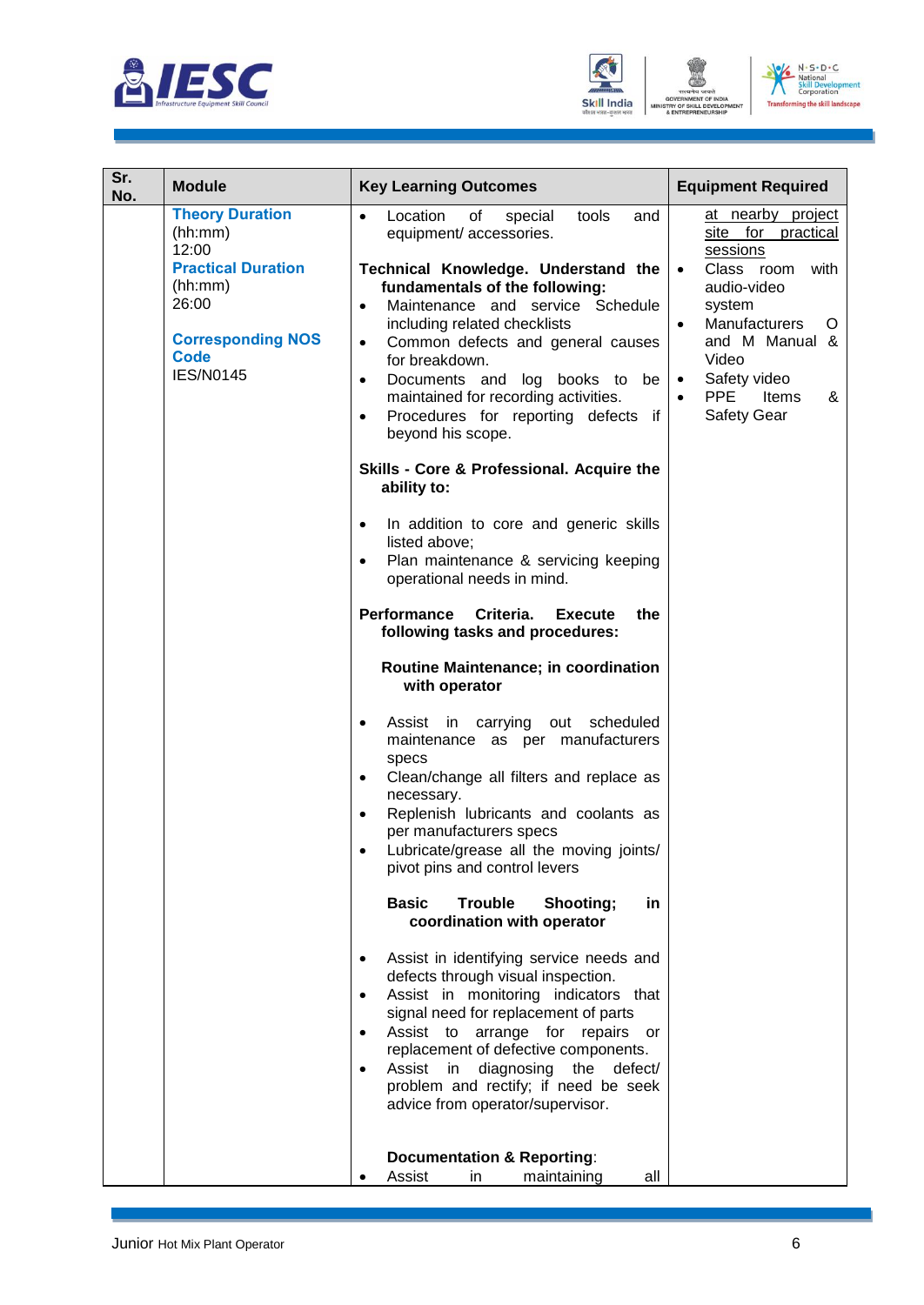| Sr. No. | Module | Key Learning Outcomes | Equipment Required |
|---|---|---|---|
| | **Theory Duration** (hh:mm) 12:00<br>**Practical Duration** (hh:mm) 26:00<br><br>**Corresponding NOS Code** IES/N0145 | • Location of special tools and equipment/ accessories.<br><br>**Technical Knowledge. Understand the fundamentals of the following:**<br>• Maintenance and service Schedule including related checklists<br>• Common defects and general causes for breakdown.<br>• Documents and log books to be maintained for recording activities.<br>• Procedures for reporting defects if beyond his scope.<br><br>**Skills - Core & Professional. Acquire the ability to:**<br><br>• In addition to core and generic skills listed above;<br>• Plan maintenance & servicing keeping operational needs in mind.<br><br>**Performance Criteria. Execute the following tasks and procedures:**<br><br>**Routine Maintenance; in coordination with operator**<br><br>• Assist in carrying out scheduled maintenance as per manufacturers specs<br>• Clean/change all filters and replace as necessary.<br>• Replenish lubricants and coolants as per manufacturers specs<br>• Lubricate/grease all the moving joints/ pivot pins and control levers<br><br>**Basic Trouble Shooting; in coordination with operator**<br><br>• Assist in identifying service needs and defects through visual inspection.<br>• Assist in monitoring indicators that signal need for replacement of parts<br>• Assist to arrange for repairs or replacement of defective components.<br>• Assist in diagnosing the defect/ problem and rectify; if need be seek advice from operator/supervisor.<br><br>**Documentation & Reporting**:<br>• Assist in maintaining all | at nearby project site for practical sessions<br>• Class room with audio-video system<br>• Manufacturers O and M Manual & Video<br>• Safety video<br>• PPE Items & Safety Gear |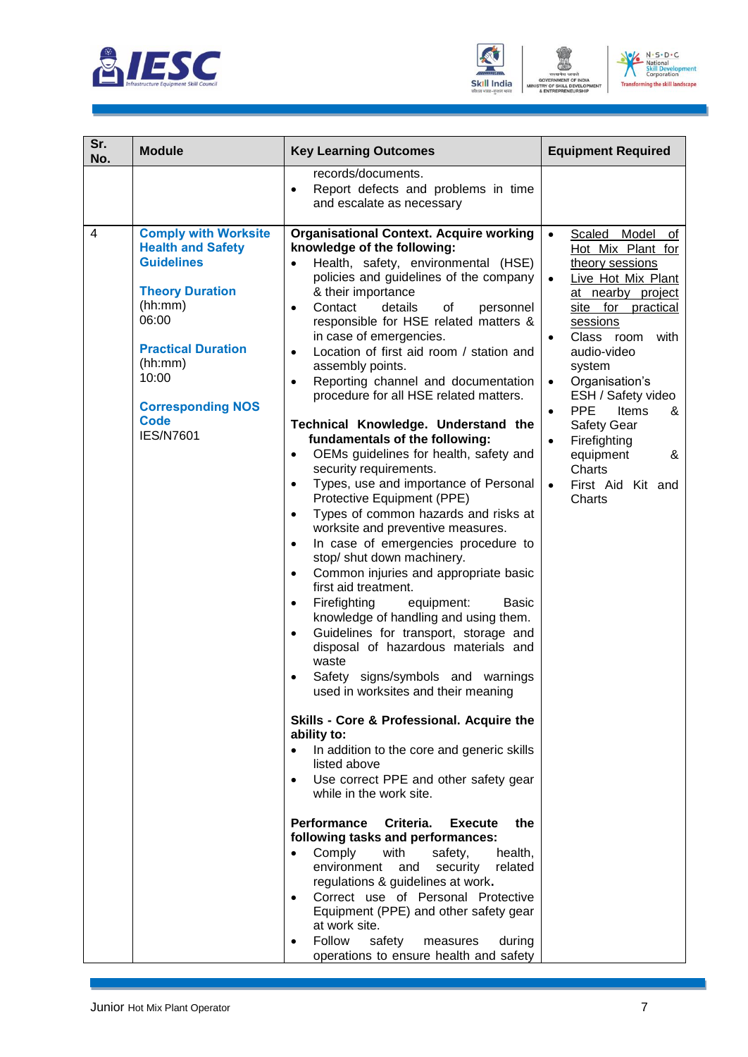| Sr. No. | Module | Key Learning Outcomes | Equipment Required |
|---|---|---|---|
| | | records/documents.<br>• Report defects and problems in time and escalate as necessary | |
| 4 | **Comply with Worksite Health and Safety Guidelines**<br><br>**Theory Duration** (hh:mm)<br>06:00<br><br>**Practical Duration** (hh:mm)<br>10:00<br><br>**Corresponding NOS Code**<br>IES/N7601 | **Organisational Context. Acquire working knowledge of the following:**<br>• Health, safety, environmental (HSE) policies and guidelines of the company & their importance<br>• Contact details of personnel responsible for HSE related matters & in case of emergencies.<br>• Location of first aid room / station and assembly points.<br>• Reporting channel and documentation procedure for all HSE related matters.<br><br>**Technical Knowledge. Understand the fundamentals of the following:**<br>• OEMs guidelines for health, safety and security requirements.<br>• Types, use and importance of Personal Protective Equipment (PPE)<br>• Types of common hazards and risks at worksite and preventive measures.<br>• In case of emergencies procedure to stop/ shut down machinery.<br>• Common injuries and appropriate basic first aid treatment.<br>• Firefighting equipment: Basic knowledge of handling and using them.<br>• Guidelines for transport, storage and disposal of hazardous materials and waste<br>• Safety signs/symbols and warnings used in worksites and their meaning<br><br>**Skills - Core & Professional. Acquire the ability to:**<br>• In addition to the core and generic skills listed above<br>• Use correct PPE and other safety gear while in the work site.<br><br>**Performance Criteria. Execute the following tasks and performances:**<br>• Comply with safety, health, environment and security related regulations & guidelines at work.<br>• Correct use of Personal Protective Equipment (PPE) and other safety gear at work site.<br>• Follow safety measures during operations to ensure health and safety | • Scaled Model of Hot Mix Plant for theory sessions<br>• Live Hot Mix Plant at nearby project site for practical sessions<br>• Class room with audio-video system<br>• Organisation's ESH / Safety video<br>• PPE Items & Safety Gear<br>• Firefighting equipment & Charts<br>• First Aid Kit and Charts |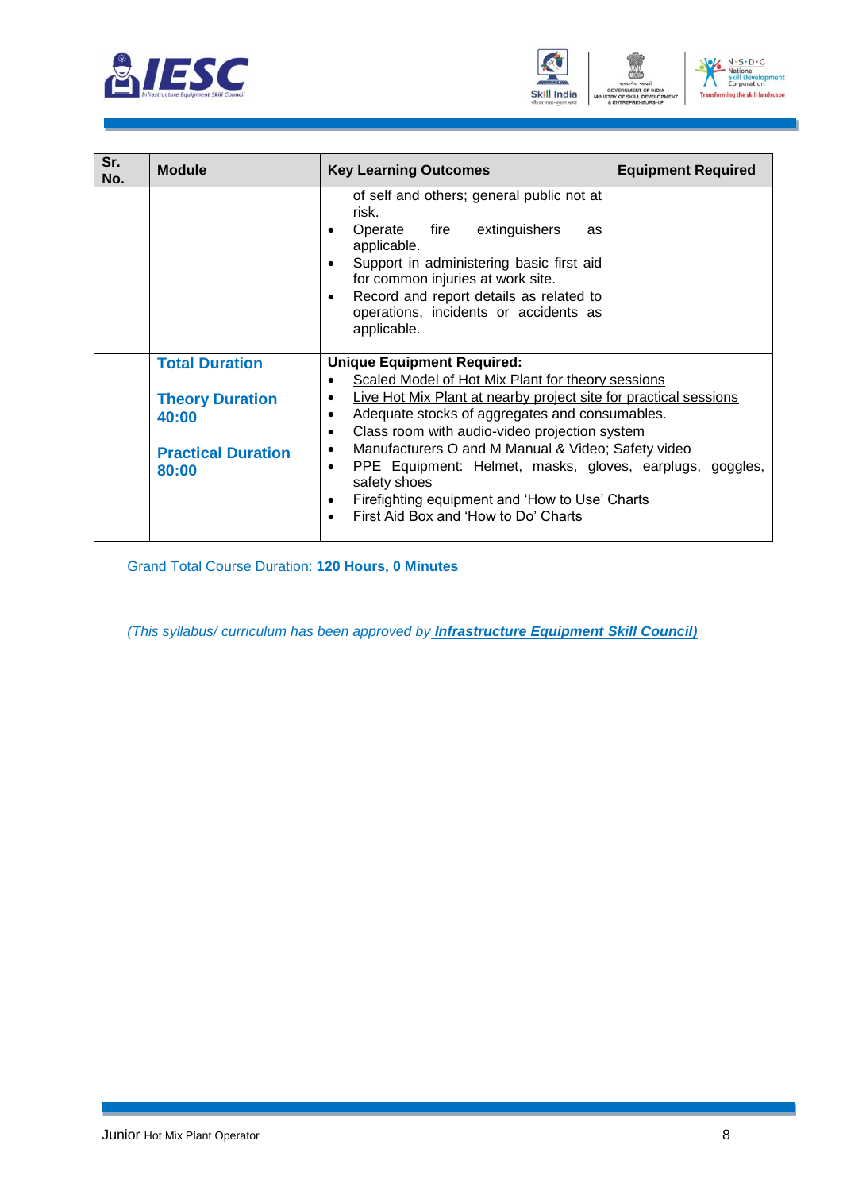| Sr. No. | Module | Key Learning Outcomes | Equipment Required |
|---|---|---|---|
| | | of self and others; general public not at risk.<br>• Operate fire extinguishers as applicable.<br>• Support in administering basic first aid for common injuries at work site.<br>• Record and report details as related to operations, incidents or accidents as applicable. | |
| | **Total Duration**<br><br>**Theory Duration 40:00**<br><br>**Practical Duration 80:00** | **Unique Equipment Required:**<br>• Scaled Model of Hot Mix Plant for theory sessions<br>• Live Hot Mix Plant at nearby project site for practical sessions<br>• Adequate stocks of aggregates and consumables.<br>• Class room with audio-video projection system<br>• Manufacturers O and M Manual & Video; Safety video<br>• PPE Equipment: Helmet, masks, gloves, earplugs, goggles, safety shoes<br>• Firefighting equipment and 'How to Use' Charts<br>• First Aid Box and 'How to Do' Charts | |

Grand Total Course Duration: **120 Hours, 0 Minutes**

*(This syllabus/ curriculum has been approved by **Infrastructure Equipment Skill Council)***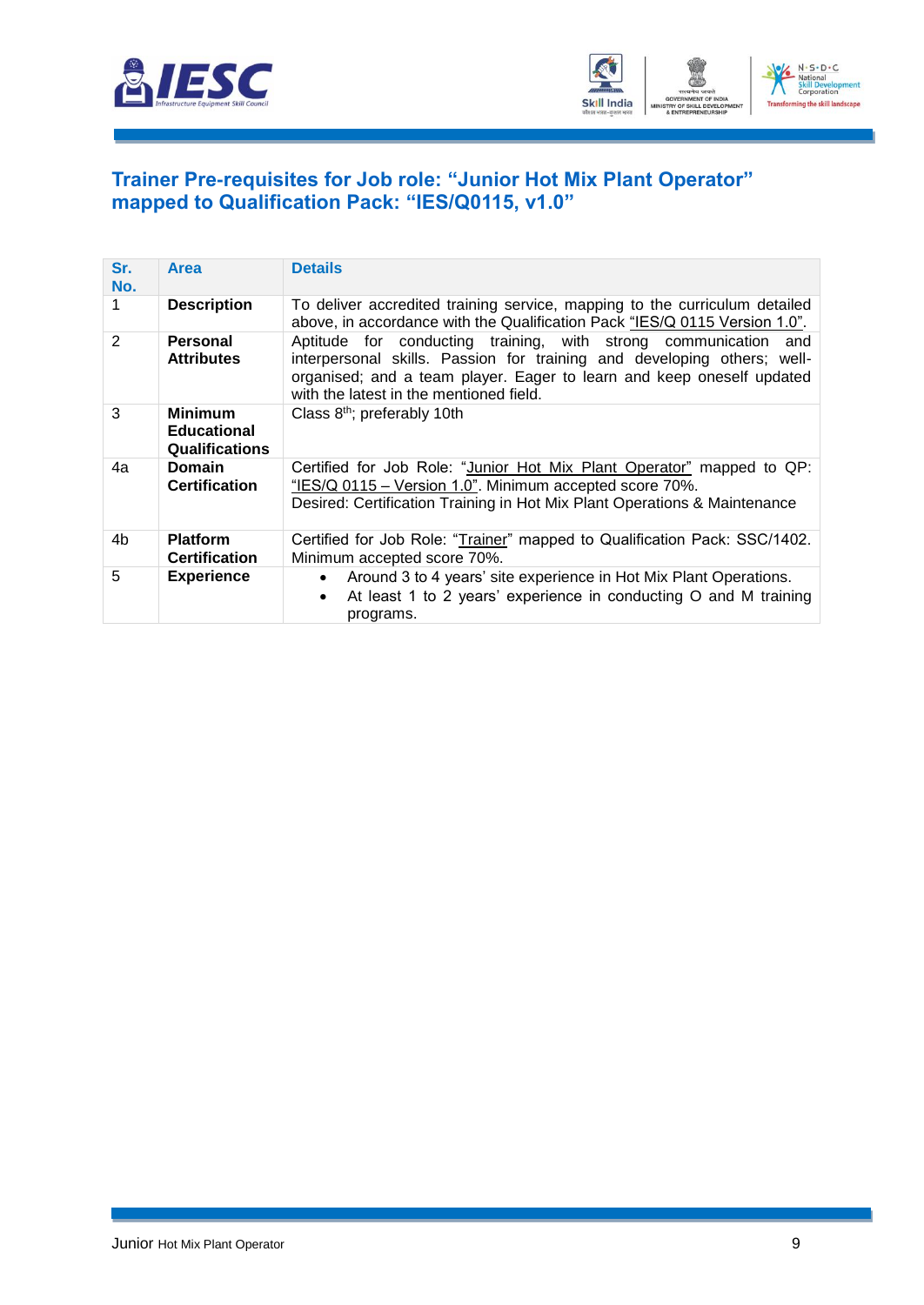## Trainer Pre-requisites for Job role: "Junior Hot Mix Plant Operator" mapped to Qualification Pack: "IES/Q0115, v1.0"

| Sr. No. | Area | Details |
|---|---|---|
| 1 | **Description** | To deliver accredited training service, mapping to the curriculum detailed above, in accordance with the Qualification Pack "IES/Q 0115 Version 1.0". |
| 2 | **Personal Attributes** | Aptitude for conducting training, with strong communication and interpersonal skills. Passion for training and developing others; well-organised; and a team player. Eager to learn and keep oneself updated with the latest in the mentioned field. |
| 3 | **Minimum Educational Qualifications** | Class 8th; preferably 10th |
| 4a | **Domain Certification** | Certified for Job Role: "Junior Hot Mix Plant Operator" mapped to QP: "IES/Q 0115 – Version 1.0". Minimum accepted score 70%.<br>Desired: Certification Training in Hot Mix Plant Operations & Maintenance |
| 4b | **Platform Certification** | Certified for Job Role: "Trainer" mapped to Qualification Pack: SSC/1402. Minimum accepted score 70%. |
| 5 | **Experience** | • Around 3 to 4 years' site experience in Hot Mix Plant Operations.<br>• At least 1 to 2 years' experience in conducting O and M training programs. |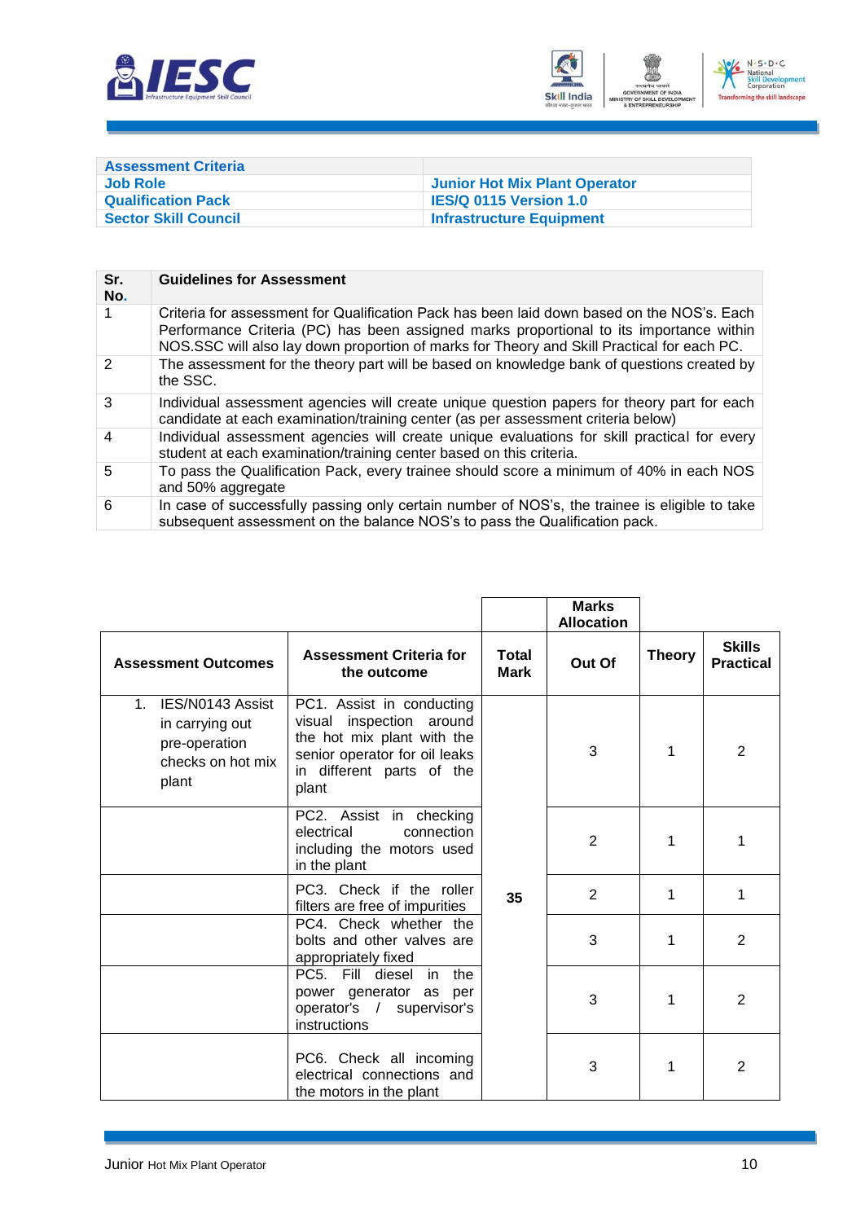| Assessment Criteria | |
|---|---|
| Job Role | Junior Hot Mix Plant Operator |
| Qualification Pack | IES/Q 0115 Version 1.0 |
| Sector Skill Council | Infrastructure Equipment |

| Sr. No. | Guidelines for Assessment |
|---|---|
| 1 | Criteria for assessment for Qualification Pack has been laid down based on the NOS's. Each Performance Criteria (PC) has been assigned marks proportional to its importance within NOS.SSC will also lay down proportion of marks for Theory and Skill Practical for each PC. |
| 2 | The assessment for the theory part will be based on knowledge bank of questions created by the SSC. |
| 3 | Individual assessment agencies will create unique question papers for theory part for each candidate at each examination/training center (as per assessment criteria below) |
| 4 | Individual assessment agencies will create unique evaluations for skill practical for every student at each examination/training center based on this criteria. |
| 5 | To pass the Qualification Pack, every trainee should score a minimum of 40% in each NOS and 50% aggregate |
| 6 | In case of successfully passing only certain number of NOS's, the trainee is eligible to take subsequent assessment on the balance NOS's to pass the Qualification pack. |

| Assessment Outcomes | Assessment Criteria for the outcome | Total Mark | Marks Allocation | | |
|---|---|---|---|---|---|
| | | | Out Of | Theory | Skills Practical |
| 1. IES/N0143 Assist in carrying out pre-operation checks on hot mix plant | PC1. Assist in conducting visual inspection around the hot mix plant with the senior operator for oil leaks in different parts of the plant | 35 | 3 | 1 | 2 |
| | PC2. Assist in checking electrical connection including the motors used in the plant | | 2 | 1 | 1 |
| | PC3. Check if the roller filters are free of impurities | | 2 | 1 | 1 |
| | PC4. Check whether the bolts and other valves are appropriately fixed | | 3 | 1 | 2 |
| | PC5. Fill diesel in the power generator as per operator's / supervisor's instructions | | 3 | 1 | 2 |
| | PC6. Check all incoming electrical connections and the motors in the plant | | 3 | 1 | 2 |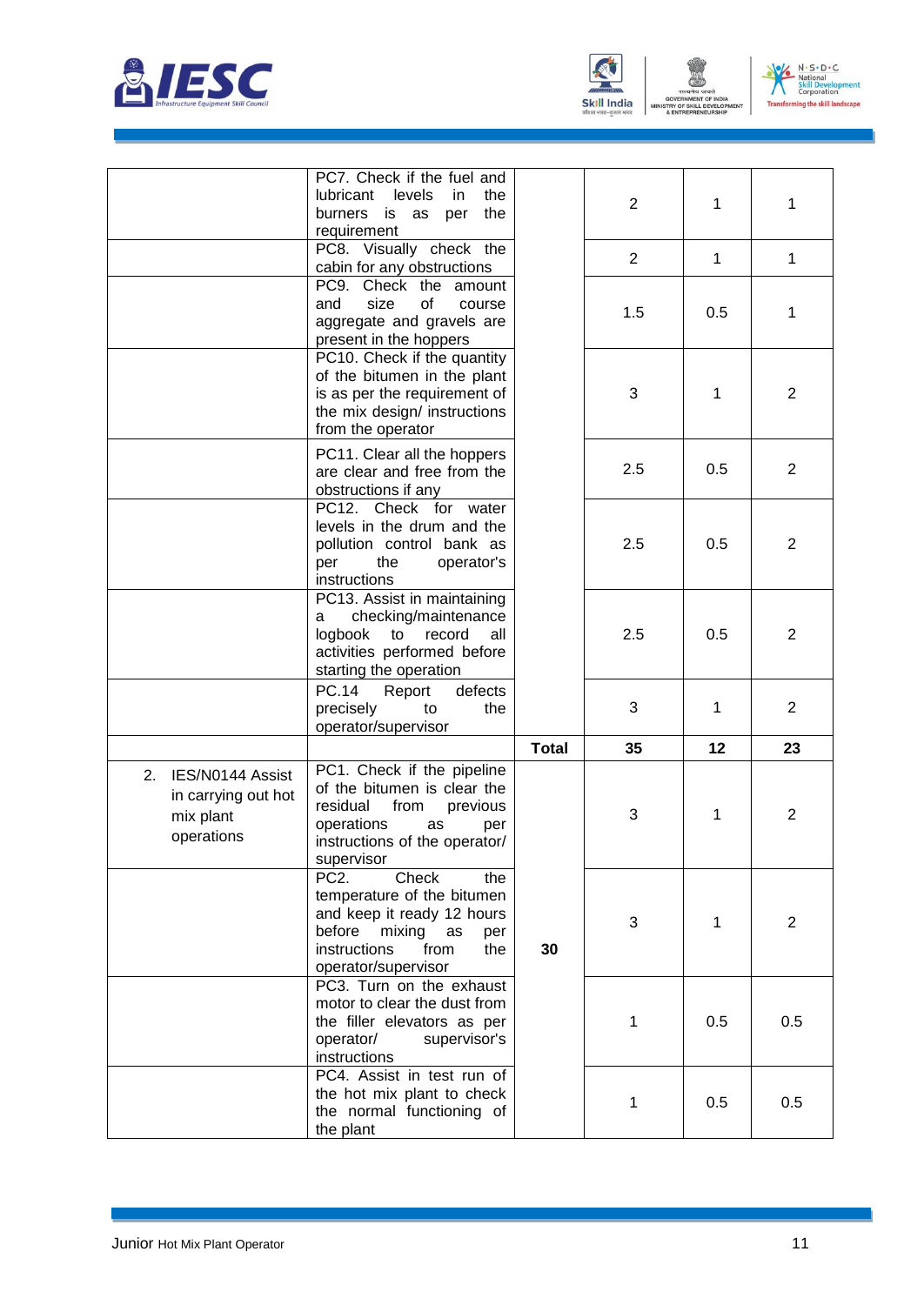| | | | | | |
|---|---|---|---|---|---|
| | PC7. Check if the fuel and lubricant levels in the burners is as per the requirement | | 2 | 1 | 1 |
| | PC8. Visually check the cabin for any obstructions | | 2 | 1 | 1 |
| | PC9. Check the amount and size of course aggregate and gravels are present in the hoppers | | 1.5 | 0.5 | 1 |
| | PC10. Check if the quantity of the bitumen in the plant is as per the requirement of the mix design/ instructions from the operator | | 3 | 1 | 2 |
| | PC11. Clear all the hoppers are clear and free from the obstructions if any | | 2.5 | 0.5 | 2 |
| | PC12. Check for water levels in the drum and the pollution control bank as per the operator's instructions | | 2.5 | 0.5 | 2 |
| | PC13. Assist in maintaining a checking/maintenance logbook to record all activities performed before starting the operation | | 2.5 | 0.5 | 2 |
| | PC.14 Report defects precisely to the operator/supervisor | | 3 | 1 | 2 |
| | | **Total** | **35** | **12** | **23** |
| 2. IES/N0144 Assist in carrying out hot mix plant operations | PC1. Check if the pipeline of the bitumen is clear the residual from previous operations as per instructions of the operator/ supervisor | **30** | 3 | 1 | 2 |
| | PC2. Check the temperature of the bitumen and keep it ready 12 hours before mixing as per instructions from the operator/supervisor | | 3 | 1 | 2 |
| | PC3. Turn on the exhaust motor to clear the dust from the filler elevators as per operator/ supervisor's instructions | | 1 | 0.5 | 0.5 |
| | PC4. Assist in test run of the hot mix plant to check the normal functioning of the plant | | 1 | 0.5 | 0.5 |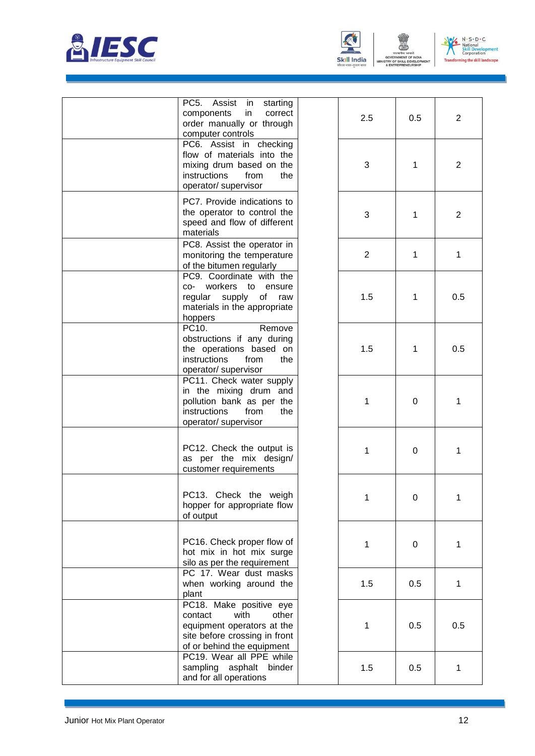| | | | | | |
|---|---|---|---|---|---|
| | PC5. Assist in starting components in correct order manually or through computer controls | | 2.5 | 0.5 | 2 |
| | PC6. Assist in checking flow of materials into the mixing drum based on the instructions from the operator/ supervisor | | 3 | 1 | 2 |
| | PC7. Provide indications to the operator to control the speed and flow of different materials | | 3 | 1 | 2 |
| | PC8. Assist the operator in monitoring the temperature of the bitumen regularly | | 2 | 1 | 1 |
| | PC9. Coordinate with the co- workers to ensure regular supply of raw materials in the appropriate hoppers | | 1.5 | 1 | 0.5 |
| | PC10. Remove obstructions if any during the operations based on instructions from the operator/ supervisor | | 1.5 | 1 | 0.5 |
| | PC11. Check water supply in the mixing drum and pollution bank as per the instructions from the operator/ supervisor | | 1 | 0 | 1 |
| | PC12. Check the output is as per the mix design/ customer requirements | | 1 | 0 | 1 |
| | PC13. Check the weigh hopper for appropriate flow of output | | 1 | 0 | 1 |
| | PC16. Check proper flow of hot mix in hot mix surge silo as per the requirement | | 1 | 0 | 1 |
| | PC 17. Wear dust masks when working around the plant | | 1.5 | 0.5 | 1 |
| | PC18. Make positive eye contact with other equipment operators at the site before crossing in front of or behind the equipment | | 1 | 0.5 | 0.5 |
| | PC19. Wear all PPE while sampling asphalt binder and for all operations | | 1.5 | 0.5 | 1 |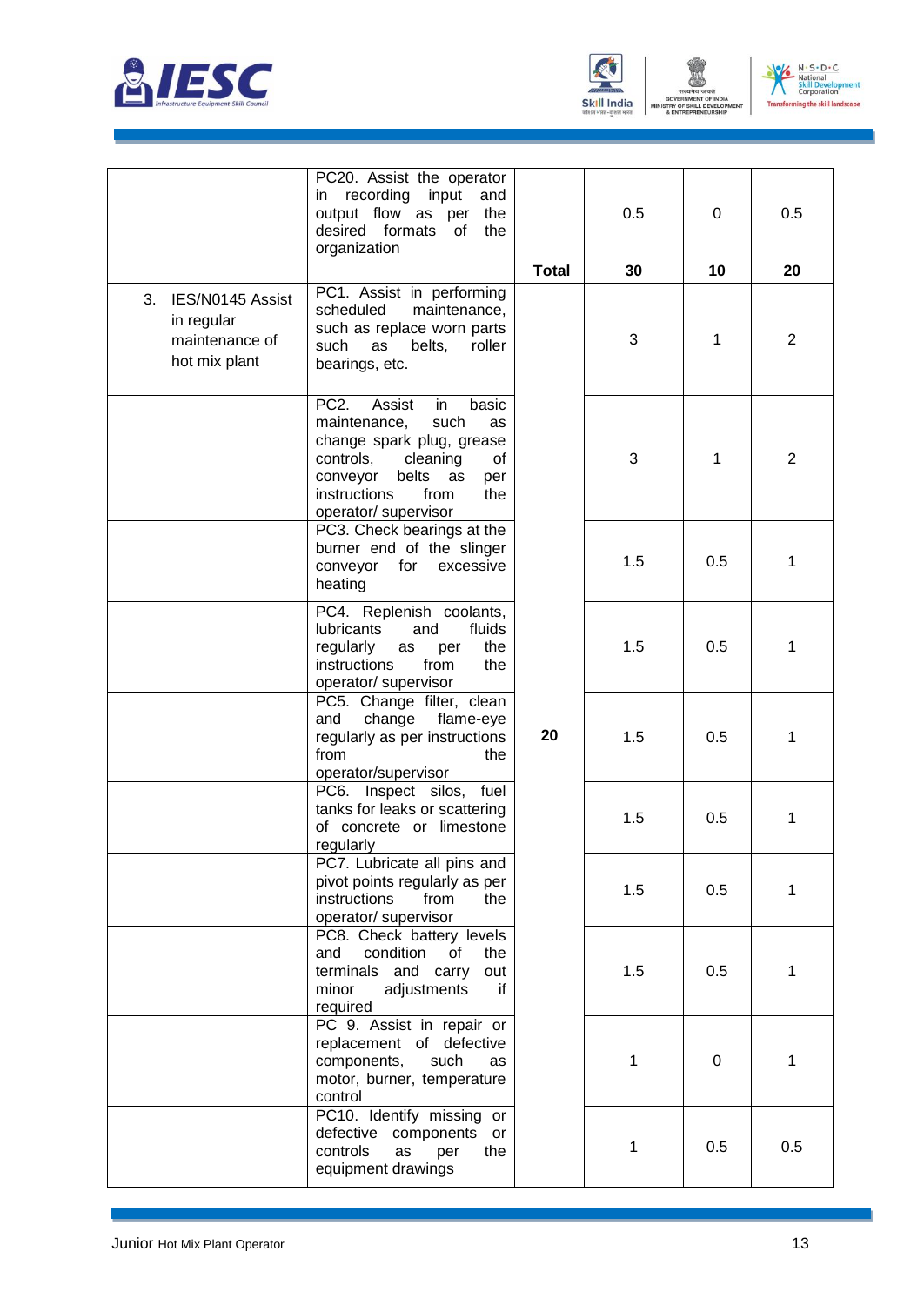|  |  |  |  |  |  |
|---|---|---|---|---|---|
|  | PC20. Assist the operator in recording input and output flow as per the desired formats of the organization |  | 0.5 | 0 | 0.5 |
|  |  | **Total** | **30** | **10** | **20** |
| 3. IES/N0145 Assist in regular maintenance of hot mix plant | PC1. Assist in performing scheduled maintenance, such as replace worn parts such as belts, roller bearings, etc. | 20 | 3 | 1 | 2 |
|  | PC2. Assist in basic maintenance, such as change spark plug, grease controls, cleaning of conveyor belts as per instructions from the operator/ supervisor |  | 3 | 1 | 2 |
|  | PC3. Check bearings at the burner end of the slinger conveyor for excessive heating |  | 1.5 | 0.5 | 1 |
|  | PC4. Replenish coolants, lubricants and fluids regularly as per the instructions from the operator/ supervisor |  | 1.5 | 0.5 | 1 |
|  | PC5. Change filter, clean and change flame-eye regularly as per instructions from the operator/supervisor |  | 1.5 | 0.5 | 1 |
|  | PC6. Inspect silos, fuel tanks for leaks or scattering of concrete or limestone regularly |  | 1.5 | 0.5 | 1 |
|  | PC7. Lubricate all pins and pivot points regularly as per instructions from the operator/ supervisor |  | 1.5 | 0.5 | 1 |
|  | PC8. Check battery levels and condition of the terminals and carry out minor adjustments if required |  | 1.5 | 0.5 | 1 |
|  | PC 9. Assist in repair or replacement of defective components, such as motor, burner, temperature control |  | 1 | 0 | 1 |
|  | PC10. Identify missing or defective components or controls as per the equipment drawings |  | 1 | 0.5 | 0.5 |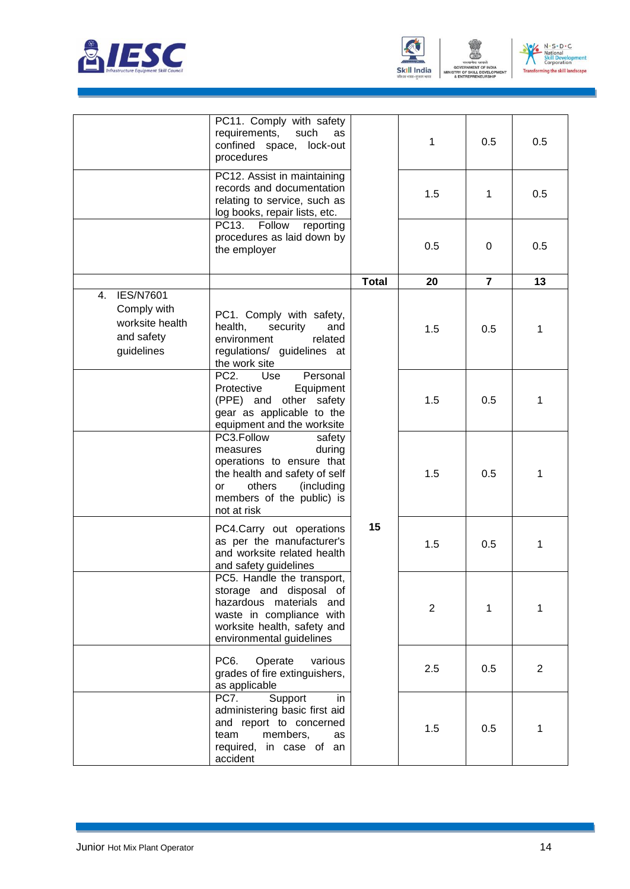| | | | | | |
|---|---|---|---|---|---|
| | PC11. Comply with safety requirements, such as confined space, lock-out procedures | | 1 | 0.5 | 0.5 |
| | PC12. Assist in maintaining records and documentation relating to service, such as log books, repair lists, etc. | | 1.5 | 1 | 0.5 |
| | PC13. Follow reporting procedures as laid down by the employer | | 0.5 | 0 | 0.5 |
| | | **Total** | **20** | **7** | **13** |
| 4. IES/N7601 Comply with worksite health and safety guidelines | PC1. Comply with safety, health, security and environment related regulations/ guidelines at the work site | **15** | 1.5 | 0.5 | 1 |
| | PC2. Use Personal Protective Equipment (PPE) and other safety gear as applicable to the equipment and the worksite | | 1.5 | 0.5 | 1 |
| | PC3.Follow safety measures during operations to ensure that the health and safety of self or others (including members of the public) is not at risk | | 1.5 | 0.5 | 1 |
| | PC4.Carry out operations as per the manufacturer's and worksite related health and safety guidelines | | 1.5 | 0.5 | 1 |
| | PC5. Handle the transport, storage and disposal of hazardous materials and waste in compliance with worksite health, safety and environmental guidelines | | 2 | 1 | 1 |
| | PC6. Operate various grades of fire extinguishers, as applicable | | 2.5 | 0.5 | 2 |
| | PC7. Support in administering basic first aid and report to concerned team members, as required, in case of an accident | | 1.5 | 0.5 | 1 |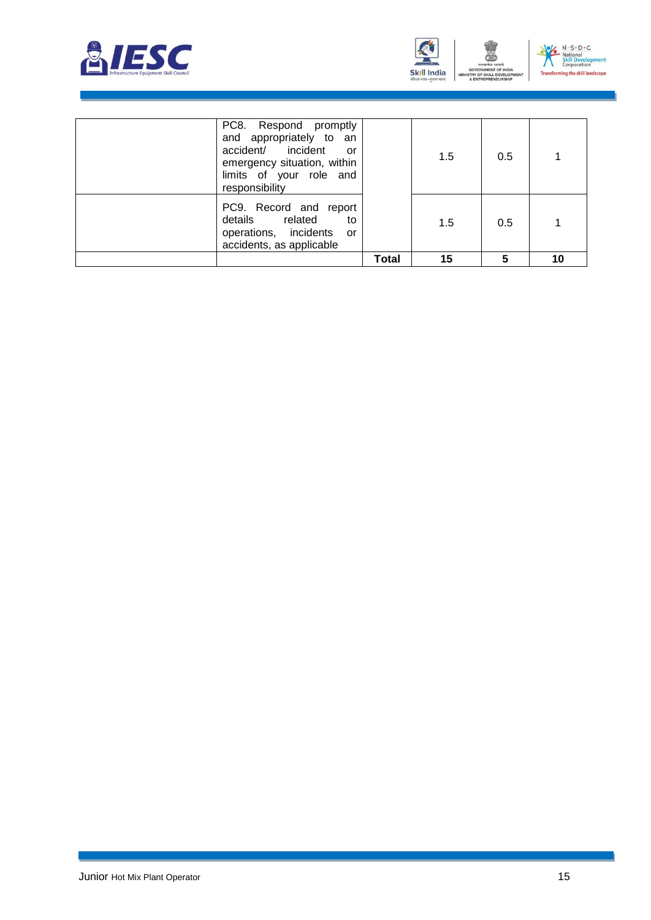| | | | | | |
|---|---|---|---|---|---|
| | PC8. Respond promptly and appropriately to an accident/ incident or emergency situation, within limits of your role and responsibility | | 1.5 | 0.5 | 1 |
| | PC9. Record and report details related to operations, incidents or accidents, as applicable | | 1.5 | 0.5 | 1 |
| | | **Total** | **15** | **5** | **10** |